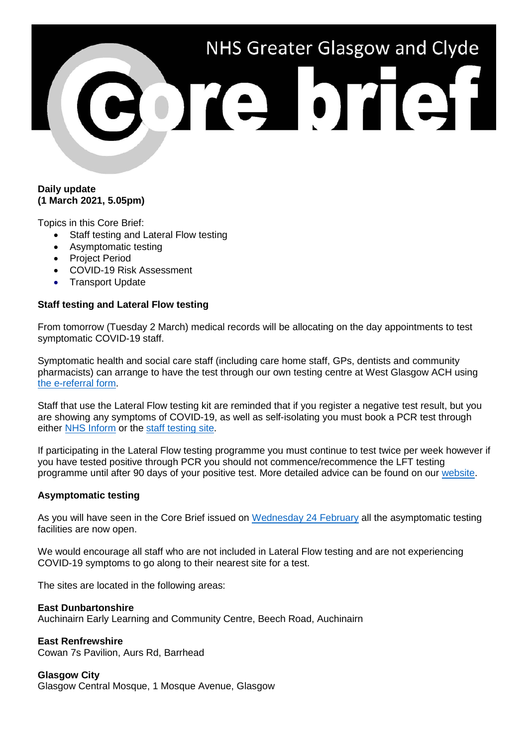# NHS Greater Glasgow and Clyde Core brief

**Daily update**
**(1 March 2021, 5.05pm)**

Topics in this Core Brief:

- Staff testing and Lateral Flow testing
- Asymptomatic testing
- Project Period
- COVID-19 Risk Assessment
- Transport Update

**Staff testing and Lateral Flow testing**

From tomorrow (Tuesday 2 March) medical records will be allocating on the day appointments to test symptomatic COVID-19 staff.

Symptomatic health and social care staff (including care home staff, GPs, dentists and community pharmacists) can arrange to have the test through our own testing centre at West Glasgow ACH using the e-referral form.

Staff that use the Lateral Flow testing kit are reminded that if you register a negative test result, but you are showing any symptoms of COVID-19, as well as self-isolating you must book a PCR test through either NHS Inform or the staff testing site.

If participating in the Lateral Flow testing programme you must continue to test twice per week however if you have tested positive through PCR you should not commence/recommence the LFT testing programme until after 90 days of your positive test. More detailed advice can be found on our website.

**Asymptomatic testing**

As you will have seen in the Core Brief issued on Wednesday 24 February all the asymptomatic testing facilities are now open.

We would encourage all staff who are not included in Lateral Flow testing and are not experiencing COVID-19 symptoms to go along to their nearest site for a test.

The sites are located in the following areas:

**East Dunbartonshire**
Auchinairn Early Learning and Community Centre, Beech Road, Auchinairn

**East Renfrewshire**
Cowan 7s Pavilion, Aurs Rd, Barrhead

**Glasgow City**
Glasgow Central Mosque, 1 Mosque Avenue, Glasgow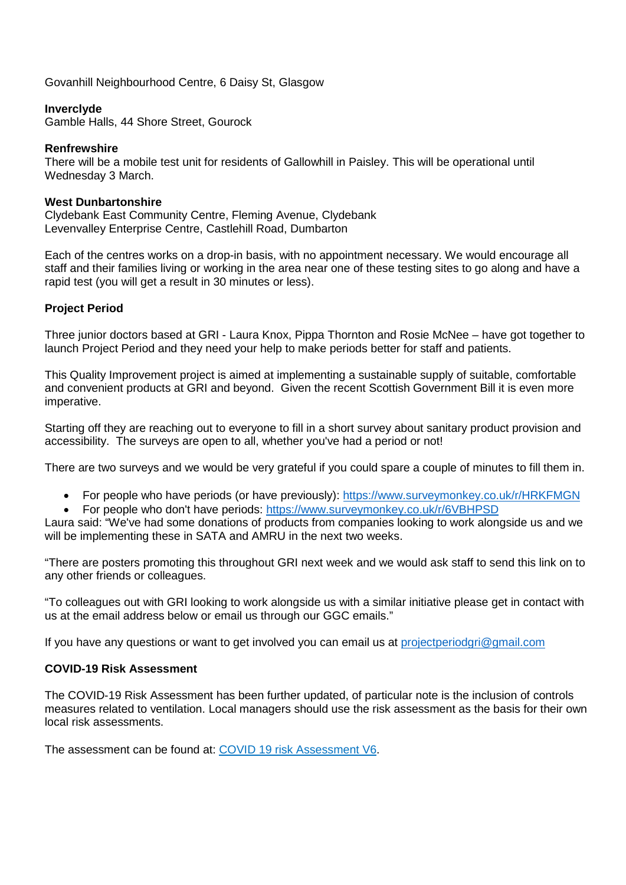Govanhill Neighbourhood Centre, 6 Daisy St, Glasgow

**Inverclyde**
Gamble Halls, 44 Shore Street, Gourock

**Renfrewshire**
There will be a mobile test unit for residents of Gallowhill in Paisley. This will be operational until Wednesday 3 March.

**West Dunbartonshire**
Clydebank East Community Centre, Fleming Avenue, Clydebank
Levenvalley Enterprise Centre, Castlehill Road, Dumbarton

Each of the centres works on a drop-in basis, with no appointment necessary. We would encourage all staff and their families living or working in the area near one of these testing sites to go along and have a rapid test (you will get a result in 30 minutes or less).

**Project Period**

Three junior doctors based at GRI - Laura Knox, Pippa Thornton and Rosie McNee – have got together to launch Project Period and they need your help to make periods better for staff and patients.

This Quality Improvement project is aimed at implementing a sustainable supply of suitable, comfortable and convenient products at GRI and beyond. Given the recent Scottish Government Bill it is even more imperative.

Starting off they are reaching out to everyone to fill in a short survey about sanitary product provision and accessibility. The surveys are open to all, whether you've had a period or not!

There are two surveys and we would be very grateful if you could spare a couple of minutes to fill them in.

- For people who have periods (or have previously): https://www.surveymonkey.co.uk/r/HRKFMGN
- For people who don't have periods: https://www.surveymonkey.co.uk/r/6VBHPSD

Laura said: "We've had some donations of products from companies looking to work alongside us and we will be implementing these in SATA and AMRU in the next two weeks.

"There are posters promoting this throughout GRI next week and we would ask staff to send this link on to any other friends or colleagues.

"To colleagues out with GRI looking to work alongside us with a similar initiative please get in contact with us at the email address below or email us through our GGC emails."

If you have any questions or want to get involved you can email us at projectperiodgri@gmail.com

**COVID-19 Risk Assessment**

The COVID-19 Risk Assessment has been further updated, of particular note is the inclusion of controls measures related to ventilation. Local managers should use the risk assessment as the basis for their own local risk assessments.

The assessment can be found at: COVID 19 risk Assessment V6.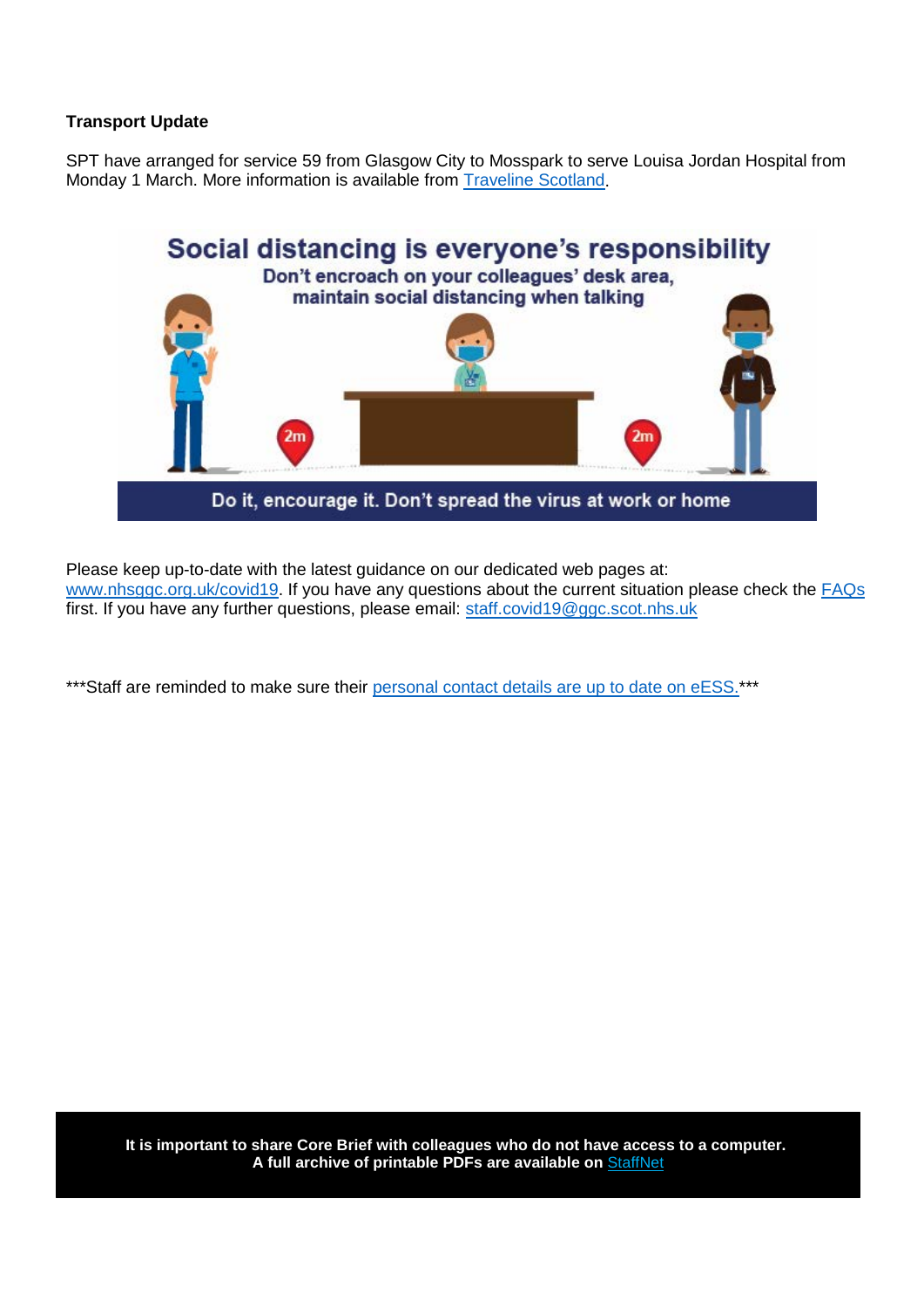**Transport Update**

SPT have arranged for service 59 from Glasgow City to Mosspark to serve Louisa Jordan Hospital from Monday 1 March. More information is available from Traveline Scotland.

Social distancing is everyone's responsibility

Don't encroach on your colleagues' desk area, maintain social distancing when talking

2m

2m

Do it, encourage it. Don't spread the virus at work or home

Please keep up-to-date with the latest guidance on our dedicated web pages at: www.nhsggc.org.uk/covid19. If you have any questions about the current situation please check the FAQs first. If you have any further questions, please email: staff.covid19@ggc.scot.nhs.uk

***Staff are reminded to make sure their personal contact details are up to date on eESS.***

**It is important to share Core Brief with colleagues who do not have access to a computer.**
**A full archive of printable PDFs are available on** StaffNet